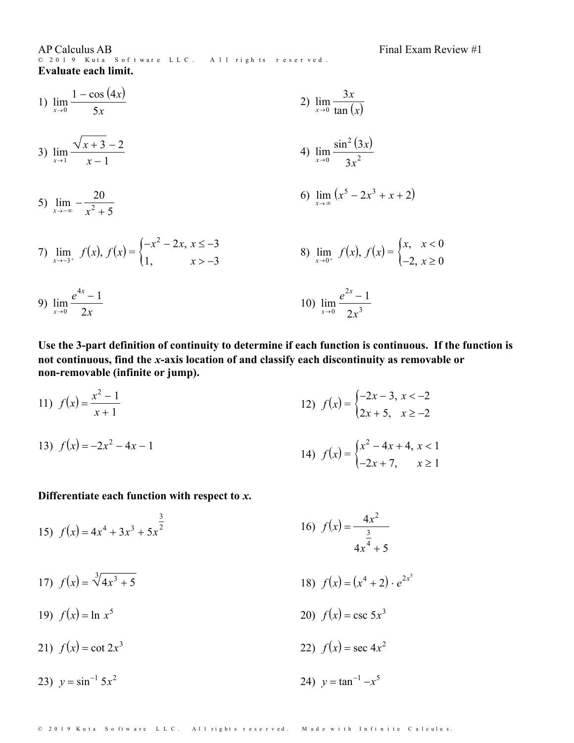AP Calculus AB — Final Exam Review #1

**Evaluate each limit.**

1) $\lim_{x \to 0} \frac{1 - \cos(4x)}{5x}$

2) $\lim_{x \to 0} \frac{3x}{\tan(x)}$

3) $\lim_{x \to 1} \frac{\sqrt{x+3} - 2}{x - 1}$

4) $\lim_{x \to 0} \frac{\sin^2(3x)}{3x^2}$

5) $\lim_{x \to -\infty} -\frac{20}{x^2 + 5}$

6) $\lim_{x \to \infty} (x^5 - 2x^3 + x + 2)$

7) $\lim_{x \to -3^+} f(x),\ f(x) = \begin{cases} -x^2 - 2x, & x \le -3 \\ 1, & x > -3 \end{cases}$

8) $\lim_{x \to 0^+} f(x),\ f(x) = \begin{cases} x, & x < 0 \\ -2, & x \ge 0 \end{cases}$

9) $\lim_{x \to 0} \frac{e^{4x} - 1}{2x}$

10) $\lim_{x \to 0} \frac{e^{2x} - 1}{2x^3}$

**Use the 3-part definition of continuity to determine if each function is continuous. If the function is not continuous, find the *x*-axis location of and classify each discontinuity as removable or non-removable (infinite or jump).**

11) $f(x) = \frac{x^2 - 1}{x + 1}$

12) $f(x) = \begin{cases} -2x - 3, & x < -2 \\ 2x + 5, & x \ge -2 \end{cases}$

13) $f(x) = -2x^2 - 4x - 1$

14) $f(x) = \begin{cases} x^2 - 4x + 4, & x < 1 \\ -2x + 7, & x \ge 1 \end{cases}$

**Differentiate each function with respect to *x*.**

15) $f(x) = 4x^4 + 3x^3 + 5x^{\frac{3}{2}}$

16) $f(x) = \frac{4x^2}{4x^{\frac{3}{4}} + 5}$

17) $f(x) = \sqrt[3]{4x^3 + 5}$

18) $f(x) = (x^4 + 2) \cdot e^{2x^5}$

19) $f(x) = \ln x^5$

20) $f(x) = \csc 5x^3$

21) $f(x) = \cot 2x^3$

22) $f(x) = \sec 4x^2$

23) $y = \sin^{-1} 5x^2$

24) $y = \tan^{-1} -x^5$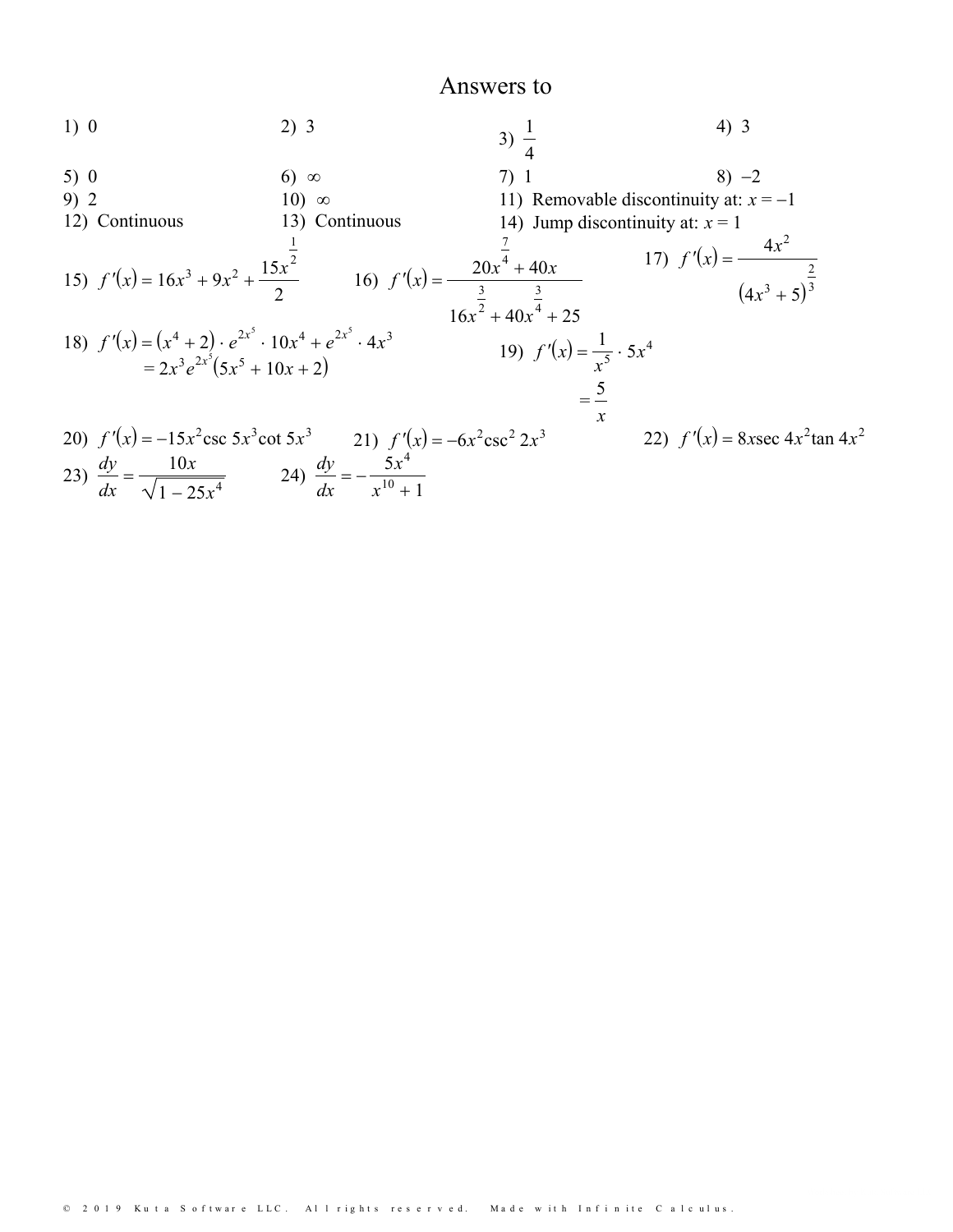# Answers to

1) 0

2) 3

3) $\frac{1}{4}$

4) 3

5) 0

6) $\infty$

7) 1

8) $-2$

9) 2

10) $\infty$

11) Removable discontinuity at: $x = -1$

12) Continuous

13) Continuous

14) Jump discontinuity at: $x = 1$

15) $f'(x) = 16x^3 + 9x^2 + \frac{15x^{\frac{1}{2}}}{2}$

16) $f'(x) = \frac{20x^{\frac{7}{4}} + 40x}{16x^{\frac{3}{2}} + 40x^{\frac{3}{4}} + 25}$

17) $f'(x) = \frac{4x^2}{(4x^3 + 5)^{\frac{2}{3}}}$

18) $f'(x) = (x^4 + 2) \cdot e^{2x^5} \cdot 10x^4 + e^{2x^5} \cdot 4x^3$
$= 2x^3 e^{2x^5}(5x^5 + 10x + 2)$

19) $f'(x) = \frac{1}{x^5} \cdot 5x^4$
$= \frac{5}{x}$

20) $f'(x) = -15x^2 \csc 5x^3 \cot 5x^3$

21) $f'(x) = -6x^2 \csc^2 2x^3$

22) $f'(x) = 8x \sec 4x^2 \tan 4x^2$

23) $\frac{dy}{dx} = \frac{10x}{\sqrt{1 - 25x^4}}$

24) $\frac{dy}{dx} = -\frac{5x^4}{x^{10} + 1}$

© 2019 Kuta Software LLC. All rights reserved. Made with Infinite Calculus.